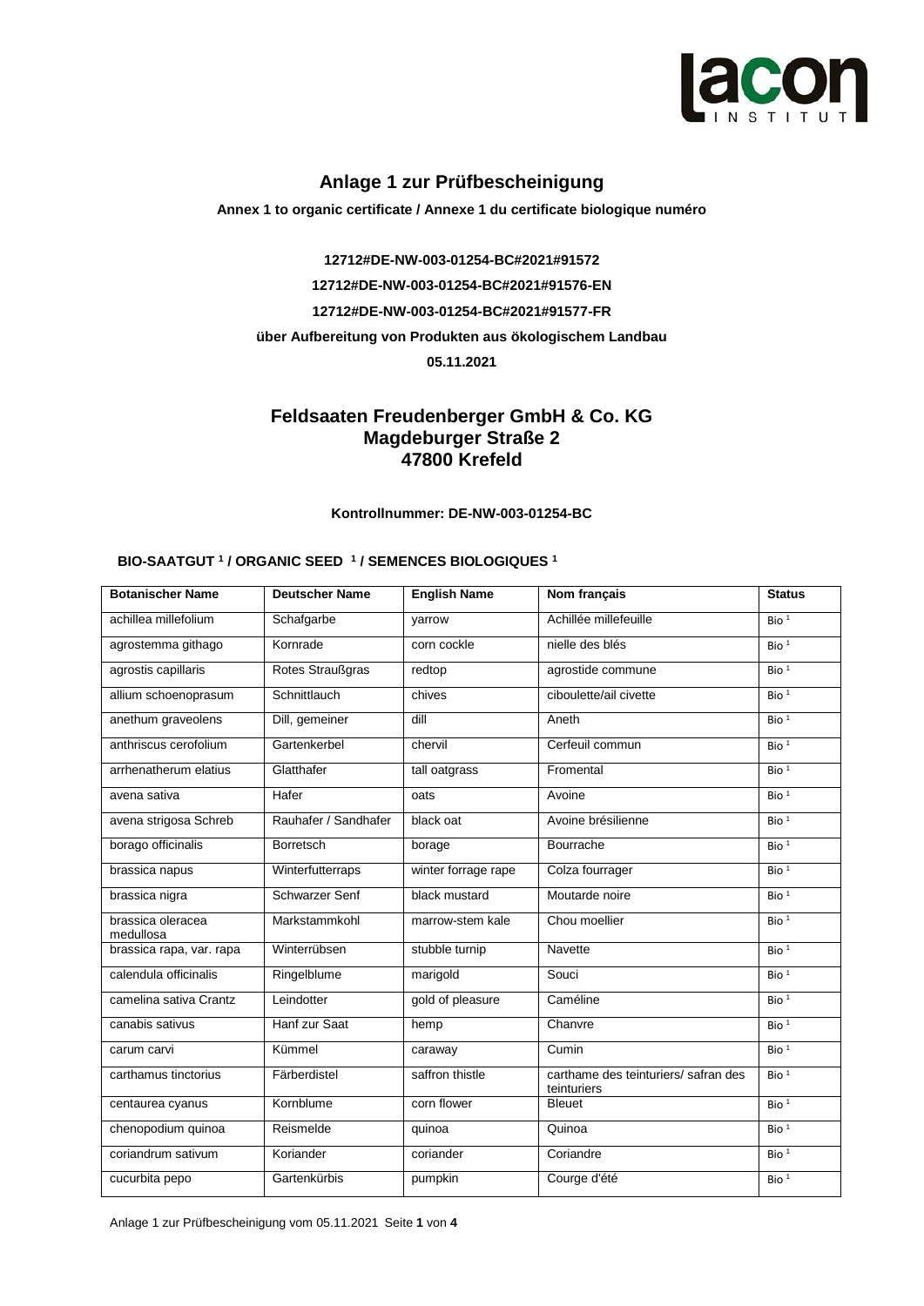## Anlage 1 zur Prüfbescheinigung

**Annex 1 to organic certificate / Annexe 1 du certificate biologique numéro**

**12712#DE-NW-003-01254-BC#2021#91572**

**12712#DE-NW-003-01254-BC#2021#91576-EN**

**12712#DE-NW-003-01254-BC#2021#91577-FR**

**über Aufbereitung von Produkten aus ökologischem Landbau**

**05.11.2021**

## Feldsaaten Freudenberger GmbH & Co. KG
## Magdeburger Straße 2
## 47800 Krefeld

**Kontrollnummer: DE-NW-003-01254-BC**

**BIO-SAATGUT [1] / ORGANIC SEED [1] / SEMENCES BIOLOGIQUES [1]**

| Botanischer Name | Deutscher Name | English Name | Nom français | Status |
|---|---|---|---|---|
| achillea millefolium | Schafgarbe | yarrow | Achillée millefeuille | Bio [1] |
| agrostemma githago | Kornrade | corn cockle | nielle des blés | Bio [1] |
| agrostis capillaris | Rotes Straußgras | redtop | agrostide commune | Bio [1] |
| allium schoenoprasum | Schnittlauch | chives | ciboulette/ail civette | Bio [1] |
| anethum graveolens | Dill, gemeiner | dill | Aneth | Bio [1] |
| anthriscus cerofolium | Gartenkerbel | chervil | Cerfeuil commun | Bio [1] |
| arrhenatherum elatius | Glatthafer | tall oatgrass | Fromental | Bio [1] |
| avena sativa | Hafer | oats | Avoine | Bio [1] |
| avena strigosa Schreb | Rauhafer / Sandhafer | black oat | Avoine brésilienne | Bio [1] |
| borago officinalis | Borretsch | borage | Bourrache | Bio [1] |
| brassica napus | Winterfutterraps | winter forrage rape | Colza fourrager | Bio [1] |
| brassica nigra | Schwarzer Senf | black mustard | Moutarde noire | Bio [1] |
| brassica oleracea medullosa | Markstammkohl | marrow-stem kale | Chou moellier | Bio [1] |
| brassica rapa, var. rapa | Winterrübsen | stubble turnip | Navette | Bio [1] |
| calendula officinalis | Ringelblume | marigold | Souci | Bio [1] |
| camelina sativa Crantz | Leindotter | gold of pleasure | Caméline | Bio [1] |
| canabis sativus | Hanf zur Saat | hemp | Chanvre | Bio [1] |
| carum carvi | Kümmel | caraway | Cumin | Bio [1] |
| carthamus tinctorius | Färberdistel | saffron thistle | carthame des teinturiers/ safran des teinturiers | Bio [1] |
| centaurea cyanus | Kornblume | corn flower | Bleuet | Bio [1] |
| chenopodium quinoa | Reismelde | quinoa | Quinoa | Bio [1] |
| coriandrum sativum | Koriander | coriander | Coriandre | Bio [1] |
| cucurbita pepo | Gartenkürbis | pumpkin | Courge d'été | Bio [1] |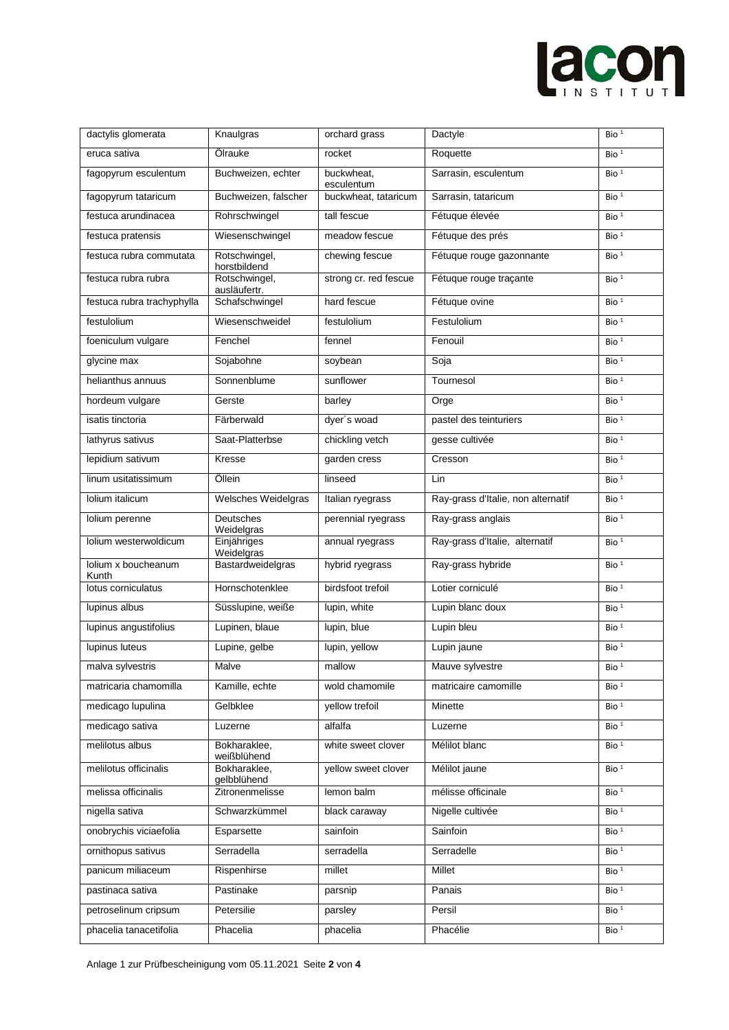| dactylis glomerata | Knaulgras | orchard grass | Dactyle | Bio [1] |
|---|---|---|---|---|
| eruca sativa | Ölrauke | rocket | Roquette | Bio [1] |
| fagopyrum esculentum | Buchweizen, echter | buckwheat, esculentum | Sarrasin, esculentum | Bio [1] |
| fagopyrum tataricum | Buchweizen, falscher | buckwheat, tataricum | Sarrasin, tataricum | Bio [1] |
| festuca arundinacea | Rohrschwingel | tall fescue | Fétuque élevée | Bio [1] |
| festuca pratensis | Wiesenschwingel | meadow fescue | Fétuque des prés | Bio [1] |
| festuca rubra commutata | Rotschwingel, horstbildend | chewing fescue | Fétuque rouge gazonnante | Bio [1] |
| festuca rubra rubra | Rotschwingel, ausläufertr. | strong cr. red fescue | Fétuque rouge traçante | Bio [1] |
| festuca rubra trachyphylla | Schafschwingel | hard fescue | Fétuque ovine | Bio [1] |
| festulolium | Wiesenschweidel | festulolium | Festulolium | Bio [1] |
| foeniculum vulgare | Fenchel | fennel | Fenouil | Bio [1] |
| glycine max | Sojabohne | soybean | Soja | Bio [1] |
| helianthus annuus | Sonnenblume | sunflower | Tournesol | Bio [1] |
| hordeum vulgare | Gerste | barley | Orge | Bio [1] |
| isatis tinctoria | Färberwald | dyer´s woad | pastel des teinturiers | Bio [1] |
| lathyrus sativus | Saat-Platterbse | chickling vetch | gesse cultivée | Bio [1] |
| lepidium sativum | Kresse | garden cress | Cresson | Bio [1] |
| linum usitatissimum | Öllein | linseed | Lin | Bio [1] |
| lolium italicum | Welsches Weidelgras | Italian ryegrass | Ray-grass d'Italie, non alternatif | Bio [1] |
| lolium perenne | Deutsches Weidelgras | perennial ryegrass | Ray-grass anglais | Bio [1] |
| lolium westerwoldicum | Einjähriges Weidelgras | annual ryegrass | Ray-grass d'Italie, alternatif | Bio [1] |
| lolium x boucheanum Kunth | Bastardweidelgras | hybrid ryegrass | Ray-grass hybride | Bio [1] |
| lotus corniculatus | Hornschotenklee | birdsfoot trefoil | Lotier corniculé | Bio [1] |
| lupinus albus | Süsslupine, weiße | lupin, white | Lupin blanc doux | Bio [1] |
| lupinus angustifolius | Lupinen, blaue | lupin, blue | Lupin bleu | Bio [1] |
| lupinus luteus | Lupine, gelbe | lupin, yellow | Lupin jaune | Bio [1] |
| malva sylvestris | Malve | mallow | Mauve sylvestre | Bio [1] |
| matricaria chamomilla | Kamille, echte | wold chamomile | matricaire camomille | Bio [1] |
| medicago lupulina | Gelbklee | yellow trefoil | Minette | Bio [1] |
| medicago sativa | Luzerne | alfalfa | Luzerne | Bio [1] |
| melilotus albus | Bokharaklee, weißblühend | white sweet clover | Mélilot blanc | Bio [1] |
| melilotus officinalis | Bokharaklee, gelbblühend | yellow sweet clover | Mélilot jaune | Bio [1] |
| melissa officinalis | Zitronenmelisse | lemon balm | mélisse officinale | Bio [1] |
| nigella sativa | Schwarzkümmel | black caraway | Nigelle cultivée | Bio [1] |
| onobrychis viciaefolia | Esparsette | sainfoin | Sainfoin | Bio [1] |
| ornithopus sativus | Serradella | serradella | Serradelle | Bio [1] |
| panicum miliaceum | Rispenhirse | millet | Millet | Bio [1] |
| pastinaca sativa | Pastinake | parsnip | Panais | Bio [1] |
| petroselinum cripsum | Petersilie | parsley | Persil | Bio [1] |
| phacelia tanacetifolia | Phacelia | phacelia | Phacélie | Bio [1] |

Anlage 1 zur Prüfbescheinigung vom 05.11.2021 Seite **2** von **4**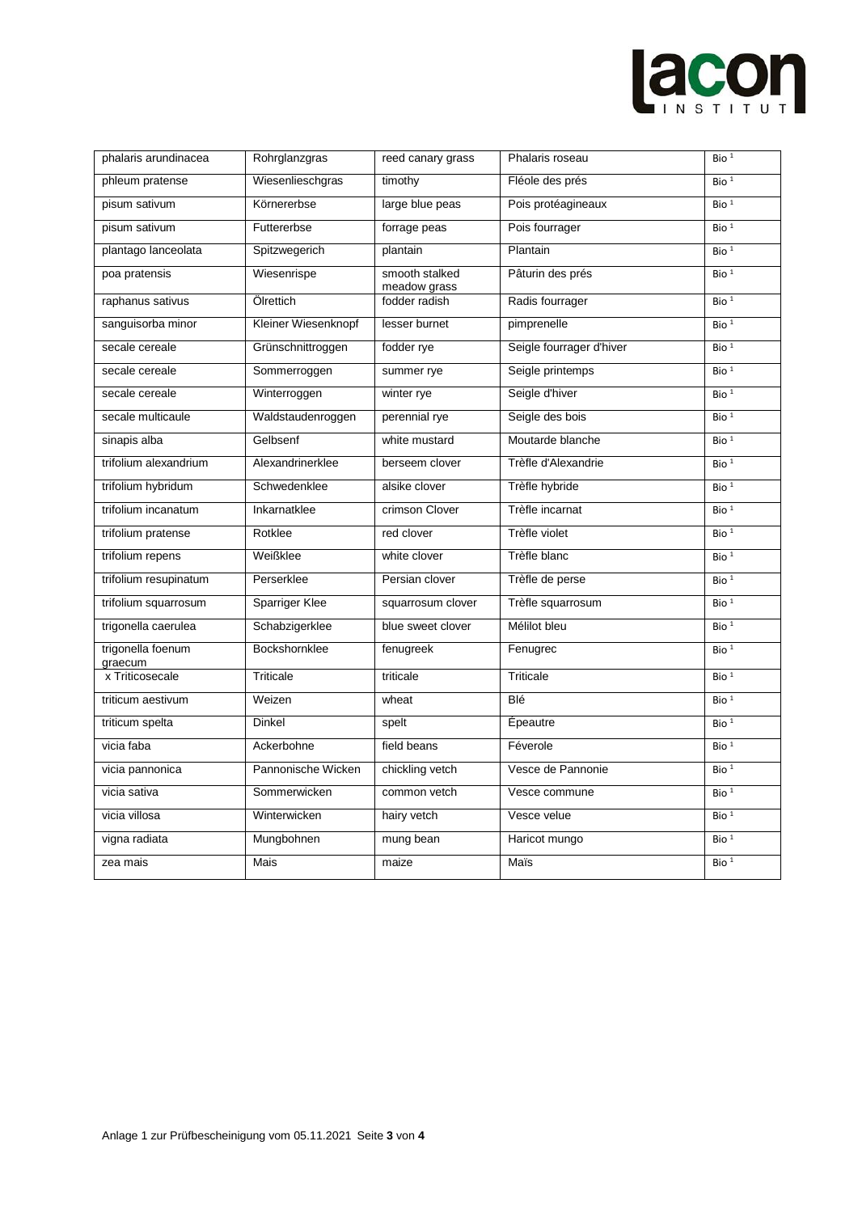| phalaris arundinacea | Rohrglanzgras | reed canary grass | Phalaris roseau | Bio [1] |
|---|---|---|---|---|
| phleum pratense | Wiesenlieschgras | timothy | Fléole des prés | Bio [1] |
| pisum sativum | Körnererbse | large blue peas | Pois protéagineaux | Bio [1] |
| pisum sativum | Futtererbse | forrage peas | Pois fourrager | Bio [1] |
| plantago lanceolata | Spitzwegerich | plantain | Plantain | Bio [1] |
| poa pratensis | Wiesenrispe | smooth stalked meadow grass | Pâturin des prés | Bio [1] |
| raphanus sativus | Ölrettich | fodder radish | Radis fourrager | Bio [1] |
| sanguisorba minor | Kleiner Wiesenknopf | lesser burnet | pimprenelle | Bio [1] |
| secale cereale | Grünschnittroggen | fodder rye | Seigle fourrager d'hiver | Bio [1] |
| secale cereale | Sommerroggen | summer rye | Seigle printemps | Bio [1] |
| secale cereale | Winterroggen | winter rye | Seigle d'hiver | Bio [1] |
| secale multicaule | Waldstaudenroggen | perennial rye | Seigle des bois | Bio [1] |
| sinapis alba | Gelbsenf | white mustard | Moutarde blanche | Bio [1] |
| trifolium alexandrium | Alexandrinerklee | berseem clover | Trèfle d'Alexandrie | Bio [1] |
| trifolium hybridum | Schwedenklee | alsike clover | Trèfle hybride | Bio [1] |
| trifolium incanatum | Inkarnatklee | crimson Clover | Trèfle incarnat | Bio [1] |
| trifolium pratense | Rotklee | red clover | Trèfle violet | Bio [1] |
| trifolium repens | Weißklee | white clover | Trèfle blanc | Bio [1] |
| trifolium resupinatum | Perserklee | Persian clover | Trèfle de perse | Bio [1] |
| trifolium squarrosum | Sparriger Klee | squarrosum clover | Trèfle squarrosum | Bio [1] |
| trigonella caerulea | Schabzigerklee | blue sweet clover | Mélilot bleu | Bio [1] |
| trigonella foenum graecum | Bockshornklee | fenugreek | Fenugrec | Bio [1] |
| x Triticosecale | Triticale | triticale | Triticale | Bio [1] |
| triticum aestivum | Weizen | wheat | Blé | Bio [1] |
| triticum spelta | Dinkel | spelt | Épeautre | Bio [1] |
| vicia faba | Ackerbohne | field beans | Féverole | Bio [1] |
| vicia pannonica | Pannonische Wicken | chickling vetch | Vesce de Pannonie | Bio [1] |
| vicia sativa | Sommerwicken | common vetch | Vesce commune | Bio [1] |
| vicia villosa | Winterwicken | hairy vetch | Vesce velue | Bio [1] |
| vigna radiata | Mungbohnen | mung bean | Haricot mungo | Bio [1] |
| zea mais | Mais | maize | Maïs | Bio [1] |

Anlage 1 zur Prüfbescheinigung vom 05.11.2021 Seite **3** von **4**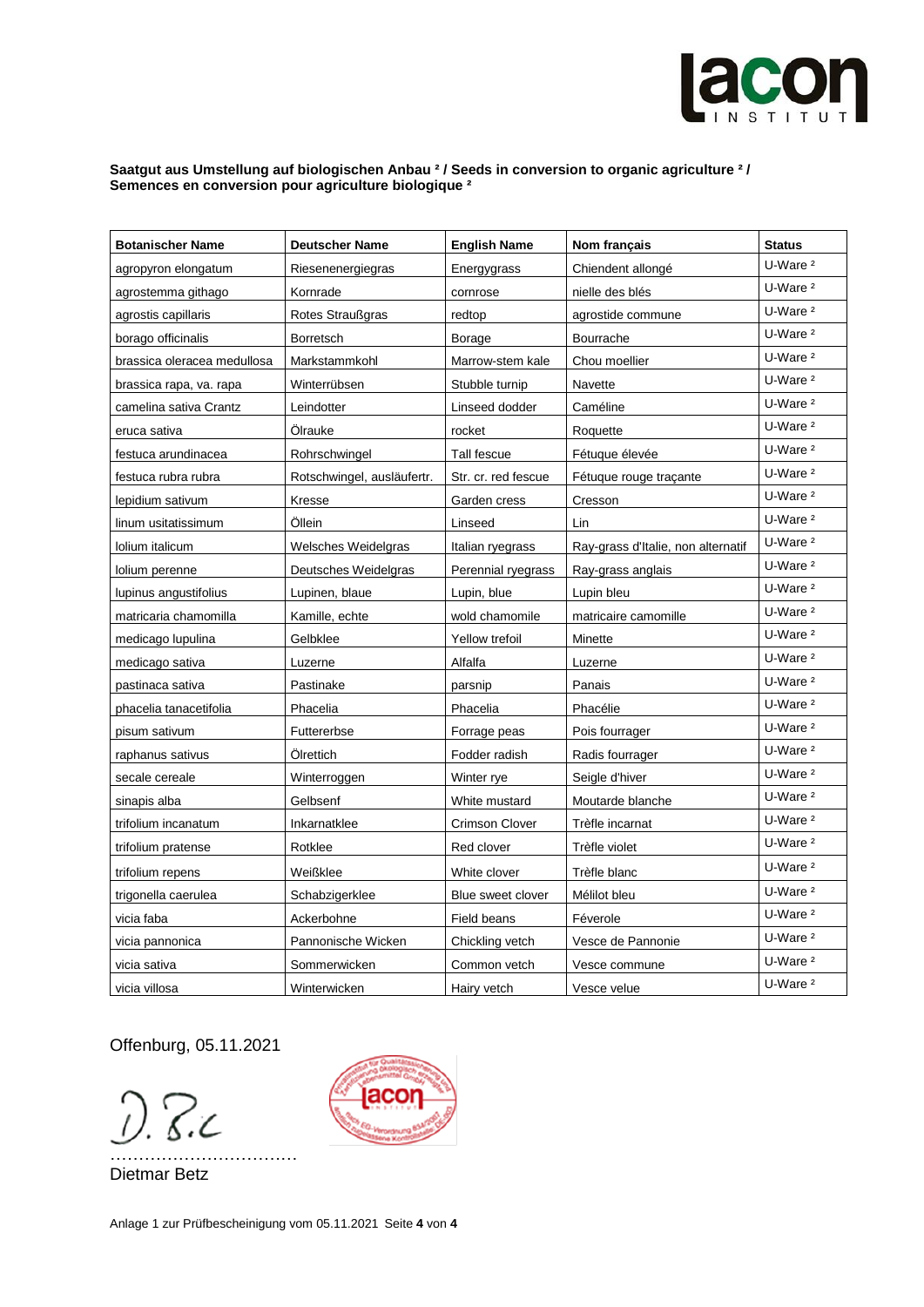**Saatgut aus Umstellung auf biologischen Anbau [2] / Seeds in conversion to organic agriculture [2] / Semences en conversion pour agriculture biologique [2]**

| Botanischer Name | Deutscher Name | English Name | Nom français | Status |
|---|---|---|---|---|
| agropyron elongatum | Riesenenergiegras | Energygrass | Chiendent allongé | U-Ware [2] |
| agrostemma githago | Kornrade | cornrose | nielle des blés | U-Ware [2] |
| agrostis capillaris | Rotes Straußgras | redtop | agrostide commune | U-Ware [2] |
| borago officinalis | Borretsch | Borage | Bourrache | U-Ware [2] |
| brassica oleracea medullosa | Markstammkohl | Marrow-stem kale | Chou moellier | U-Ware [2] |
| brassica rapa, va. rapa | Winterrübsen | Stubble turnip | Navette | U-Ware [2] |
| camelina sativa Crantz | Leindotter | Linseed dodder | Caméline | U-Ware [2] |
| eruca sativa | Ölrauke | rocket | Roquette | U-Ware [2] |
| festuca arundinacea | Rohrschwingel | Tall fescue | Fétuque élevée | U-Ware [2] |
| festuca rubra rubra | Rotschwingel, ausläufertr. | Str. cr. red fescue | Fétuque rouge traçante | U-Ware [2] |
| lepidium sativum | Kresse | Garden cress | Cresson | U-Ware [2] |
| linum usitatissimum | Öllein | Linseed | Lin | U-Ware [2] |
| lolium italicum | Welsches Weidelgras | Italian ryegrass | Ray-grass d'Italie, non alternatif | U-Ware [2] |
| lolium perenne | Deutsches Weidelgras | Perennial ryegrass | Ray-grass anglais | U-Ware [2] |
| lupinus angustifolius | Lupinen, blaue | Lupin, blue | Lupin bleu | U-Ware [2] |
| matricaria chamomilla | Kamille, echte | wold chamomile | matricaire camomille | U-Ware [2] |
| medicago lupulina | Gelbklee | Yellow trefoil | Minette | U-Ware [2] |
| medicago sativa | Luzerne | Alfalfa | Luzerne | U-Ware [2] |
| pastinaca sativa | Pastinake | parsnip | Panais | U-Ware [2] |
| phacelia tanacetifolia | Phacelia | Phacelia | Phacélie | U-Ware [2] |
| pisum sativum | Futtererbse | Forrage peas | Pois fourrager | U-Ware [2] |
| raphanus sativus | Ölrettich | Fodder radish | Radis fourrager | U-Ware [2] |
| secale cereale | Winterroggen | Winter rye | Seigle d'hiver | U-Ware [2] |
| sinapis alba | Gelbsenf | White mustard | Moutarde blanche | U-Ware [2] |
| trifolium incanatum | Inkarnatklee | Crimson Clover | Trèfle incarnat | U-Ware [2] |
| trifolium pratense | Rotklee | Red clover | Trèfle violet | U-Ware [2] |
| trifolium repens | Weißklee | White clover | Trèfle blanc | U-Ware [2] |
| trigonella caerulea | Schabzigerklee | Blue sweet clover | Mélilot bleu | U-Ware [2] |
| vicia faba | Ackerbohne | Field beans | Féverole | U-Ware [2] |
| vicia pannonica | Pannonische Wicken | Chickling vetch | Vesce de Pannonie | U-Ware [2] |
| vicia sativa | Sommerwicken | Common vetch | Vesce commune | U-Ware [2] |
| vicia villosa | Winterwicken | Hairy vetch | Vesce velue | U-Ware [2] |

Offenburg, 05.11.2021

................................

Dietmar Betz

Anlage 1 zur Prüfbescheinigung vom 05.11.2021 Seite **4** von **4**